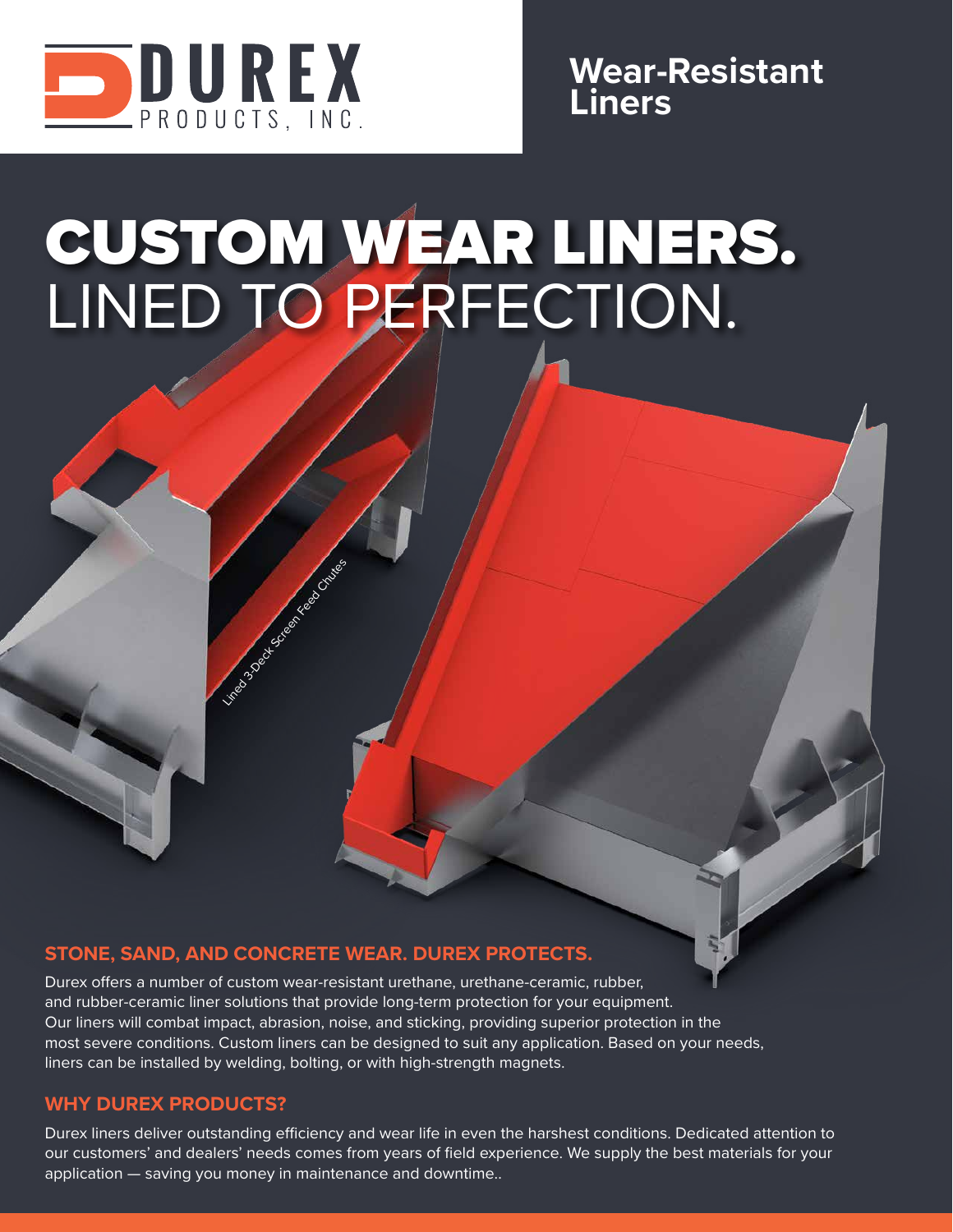DUREX PRODUCTS, INC.

# Wear-Resistant Liners

# CUSTOM WEAR LINERS. LINED TO PERFECTION.

Lined 3-Deck Screen Feed Chutes

## STONE, SAND, AND CONCRETE WEAR. DUREX PROTECTS.

Durex offers a number of custom wear-resistant urethane, urethane-ceramic, rubber, and rubber-ceramic liner solutions that provide long-term protection for your equipment. Our liners will combat impact, abrasion, noise, and sticking, providing superior protection in the most severe conditions. Custom liners can be designed to suit any application. Based on your needs, liners can be installed by welding, bolting, or with high-strength magnets.

## WHY DUREX PRODUCTS?

Durex liners deliver outstanding efficiency and wear life in even the harshest conditions. Dedicated attention to our customers' and dealers' needs comes from years of field experience. We supply the best materials for your application — saving you money in maintenance and downtime..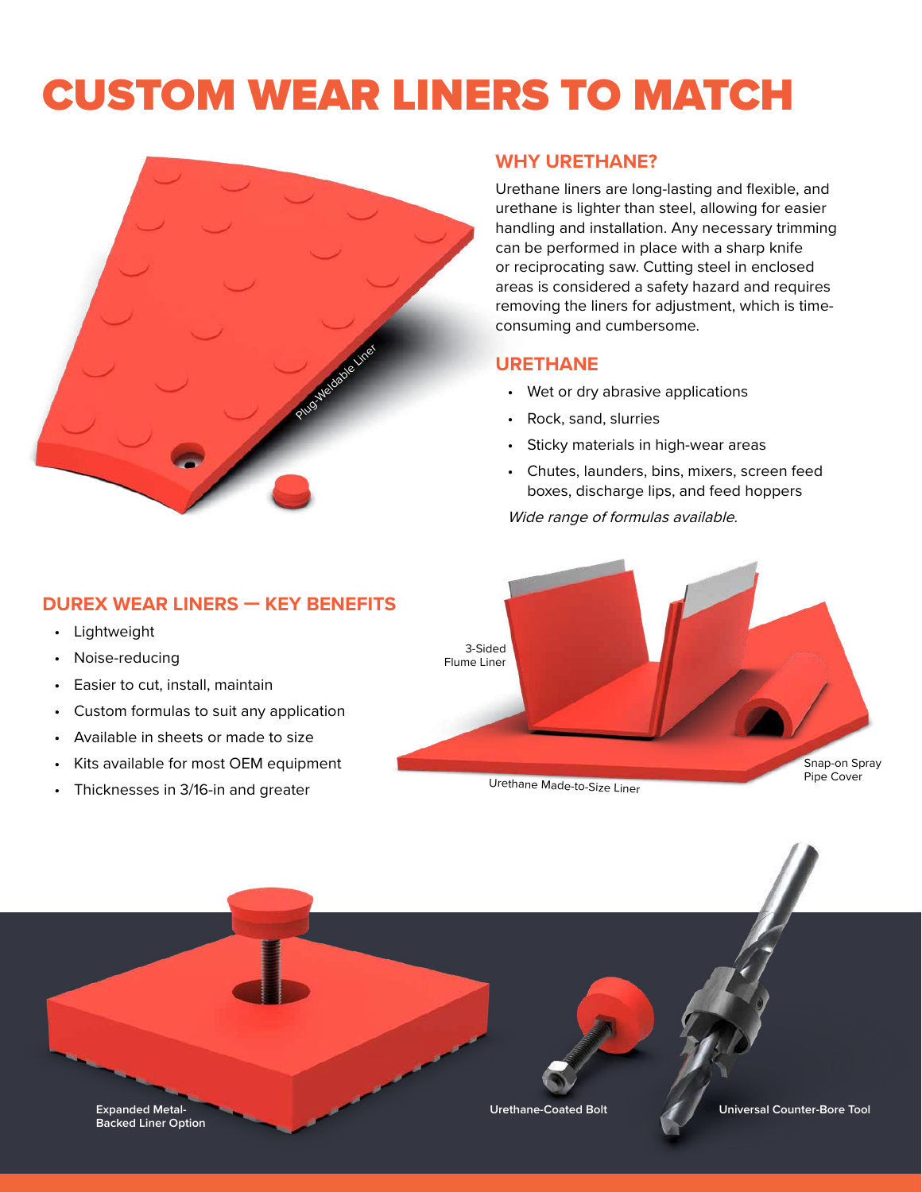# CUSTOM WEAR LINERS TO MATCH

Plug-Weldable Liner

## WHY URETHANE?

Urethane liners are long-lasting and flexible, and urethane is lighter than steel, allowing for easier handling and installation. Any necessary trimming can be performed in place with a sharp knife or reciprocating saw. Cutting steel in enclosed areas is considered a safety hazard and requires removing the liners for adjustment, which is time-consuming and cumbersome.

## URETHANE

- Wet or dry abrasive applications
- Rock, sand, slurries
- Sticky materials in high-wear areas
- Chutes, launders, bins, mixers, screen feed boxes, discharge lips, and feed hoppers

*Wide range of formulas available.*

## DUREX WEAR LINERS — KEY BENEFITS

- Lightweight
- Noise-reducing
- Easier to cut, install, maintain
- Custom formulas to suit any application
- Available in sheets or made to size
- Kits available for most OEM equipment
- Thicknesses in 3/16-in and greater

3-Sided Flume Liner

Snap-on Spray Pipe Cover

Urethane Made-to-Size Liner

**Expanded Metal-Backed Liner Option**

**Urethane-Coated Bolt**

**Universal Counter-Bore Tool**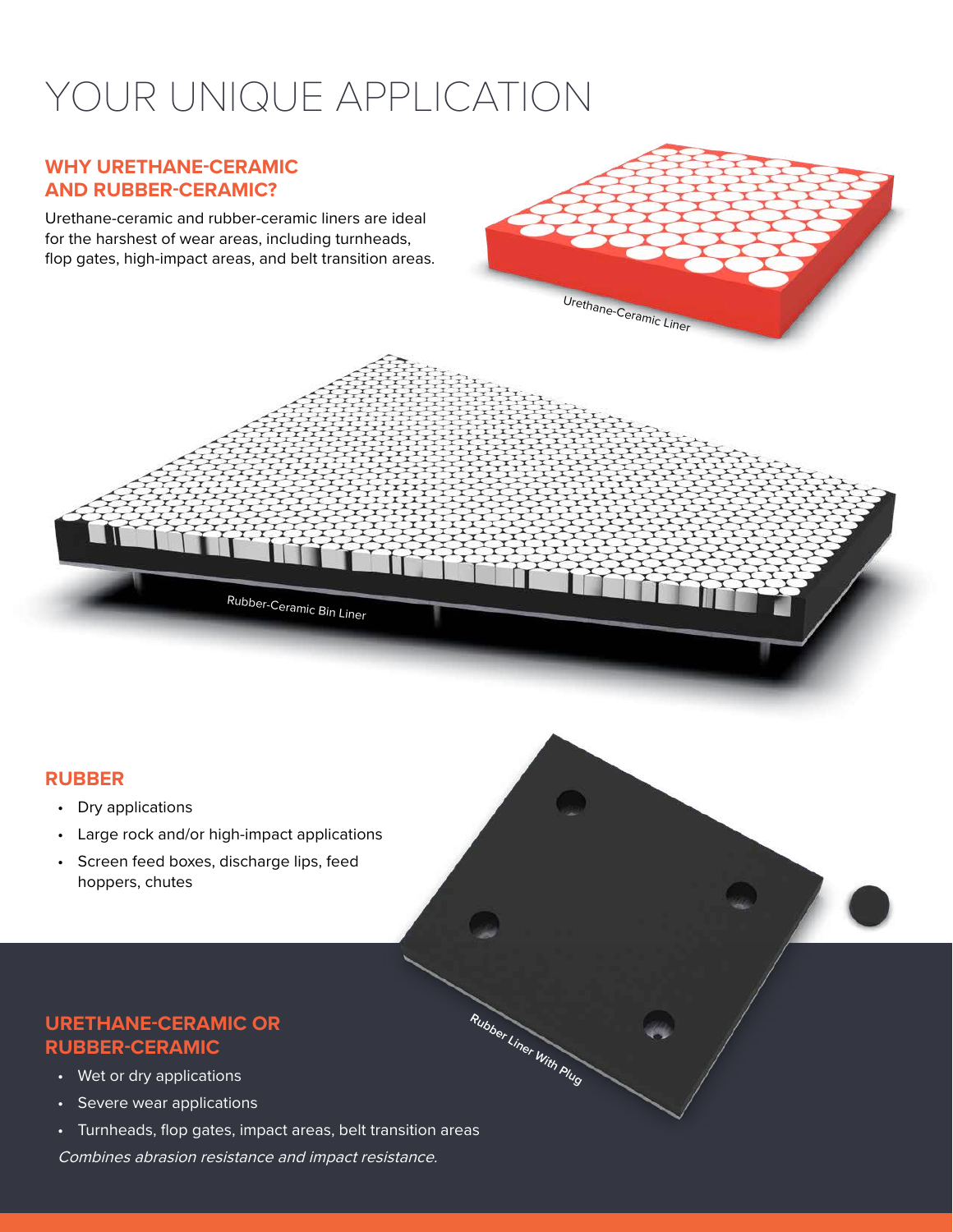# YOUR UNIQUE APPLICATION

## WHY URETHANE-CERAMIC AND RUBBER-CERAMIC?

Urethane-ceramic and rubber-ceramic liners are ideal for the harshest of wear areas, including turnheads, flop gates, high-impact areas, and belt transition areas.

Urethane-Ceramic Liner

Rubber-Ceramic Bin Liner

## RUBBER

- Dry applications
- Large rock and/or high-impact applications
- Screen feed boxes, discharge lips, feed hoppers, chutes

Rubber Liner With Plug

## URETHANE-CERAMIC OR RUBBER-CERAMIC

- Wet or dry applications
- Severe wear applications
- Turnheads, flop gates, impact areas, belt transition areas

*Combines abrasion resistance and impact resistance.*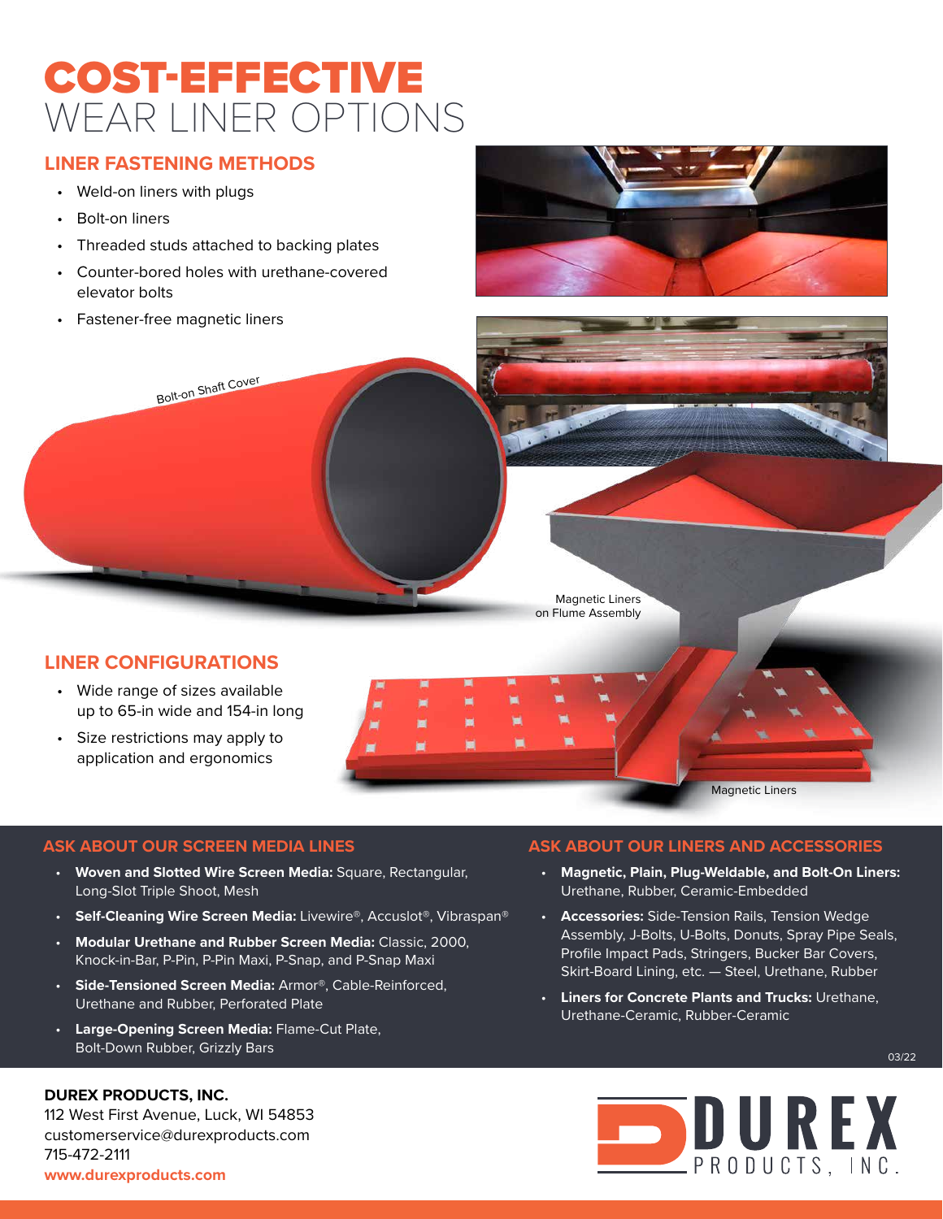# COST-EFFECTIVE WEAR LINER OPTIONS

## LINER FASTENING METHODS

- Weld-on liners with plugs
- Bolt-on liners
- Threaded studs attached to backing plates
- Counter-bored holes with urethane-covered elevator bolts
- Fastener-free magnetic liners

Bolt-on Shaft Cover

Magnetic Liners on Flume Assembly

## LINER CONFIGURATIONS

- Wide range of sizes available up to 65-in wide and 154-in long
- Size restrictions may apply to application and ergonomics

Magnetic Liners

## ASK ABOUT OUR SCREEN MEDIA LINES

- **Woven and Slotted Wire Screen Media:** Square, Rectangular, Long-Slot Triple Shoot, Mesh
- **Self-Cleaning Wire Screen Media:** Livewire®, Accuslot®, Vibraspan®
- **Modular Urethane and Rubber Screen Media:** Classic, 2000, Knock-in-Bar, P-Pin, P-Pin Maxi, P-Snap, and P-Snap Maxi
- **Side-Tensioned Screen Media:** Armor®, Cable-Reinforced, Urethane and Rubber, Perforated Plate
- **Large-Opening Screen Media:** Flame-Cut Plate, Bolt-Down Rubber, Grizzly Bars

## ASK ABOUT OUR LINERS AND ACCESSORIES

- **Magnetic, Plain, Plug-Weldable, and Bolt-On Liners:** Urethane, Rubber, Ceramic-Embedded
- **Accessories:** Side-Tension Rails, Tension Wedge Assembly, J-Bolts, U-Bolts, Donuts, Spray Pipe Seals, Profile Impact Pads, Stringers, Bucker Bar Covers, Skirt-Board Lining, etc. — Steel, Urethane, Rubber
- **Liners for Concrete Plants and Trucks:** Urethane, Urethane-Ceramic, Rubber-Ceramic

03/22

**DUREX PRODUCTS, INC.**
112 West First Avenue, Luck, WI 54853
customerservice@durexproducts.com
715-472-2111
**www.durexproducts.com**

DUREX PRODUCTS, INC.